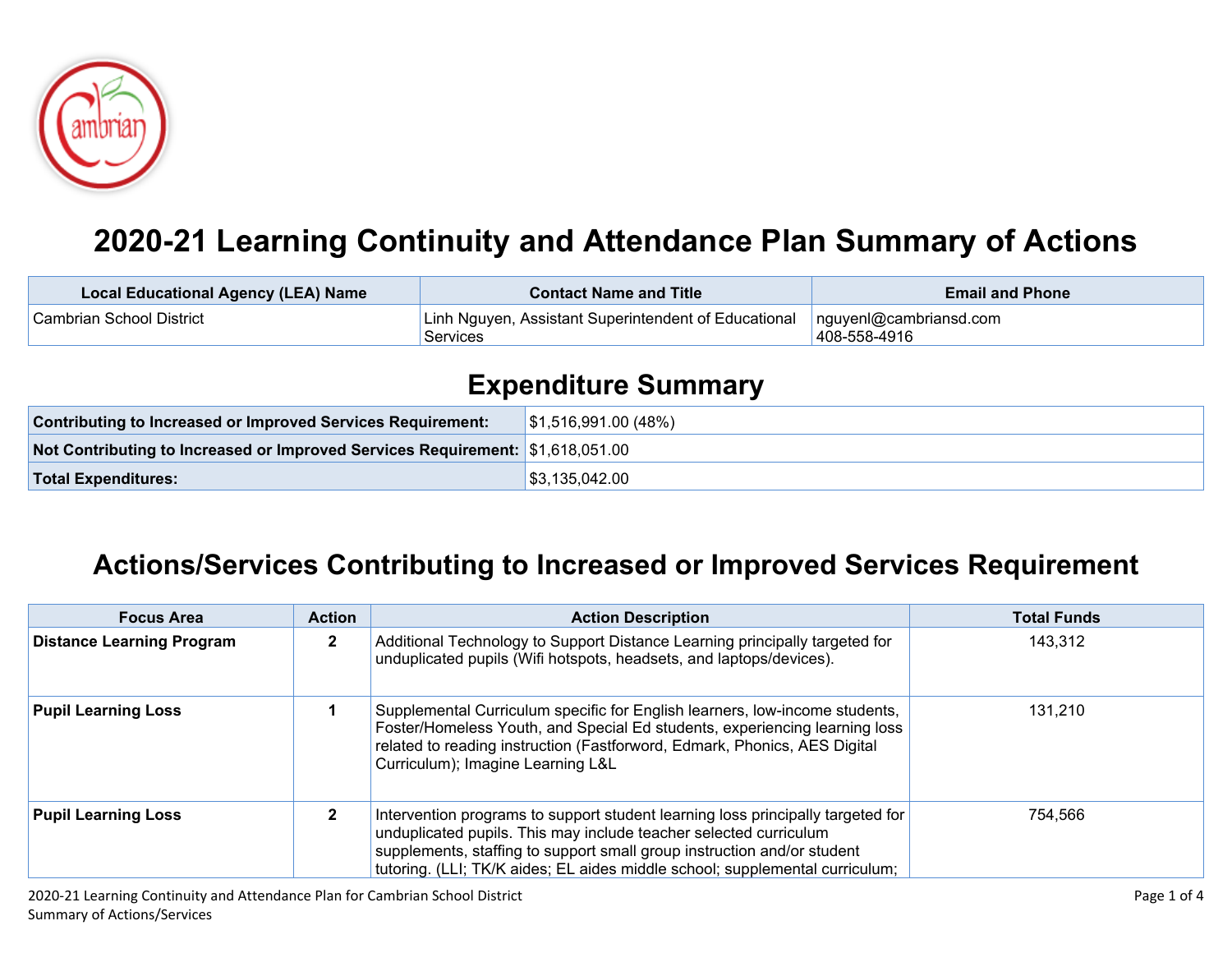# 2020-21 Learning Continuity and Attendance Plan Summary of Actions

| Local Educational Agency (LEA) Name | Contact Name and Title | Email and Phone |
|---|---|---|
| Cambrian School District | Linh Nguyen, Assistant Superintendent of Educational Services | nguyenl@cambriansd.com 408-558-4916 |

## Expenditure Summary

| | |
|---|---|
| **Contributing to Increased or Improved Services Requirement:** | $1,516,991.00 (48%) |
| **Not Contributing to Increased or Improved Services Requirement:** | $1,618,051.00 |
| **Total Expenditures:** | $3,135,042.00 |

## Actions/Services Contributing to Increased or Improved Services Requirement

| Focus Area | Action | Action Description | Total Funds |
|---|---|---|---|
| **Distance Learning Program** | **2** | Additional Technology to Support Distance Learning principally targeted for unduplicated pupils (Wifi hotspots, headsets, and laptops/devices). | 143,312 |
| **Pupil Learning Loss** | **1** | Supplemental Curriculum specific for English learners, low-income students, Foster/Homeless Youth, and Special Ed students, experiencing learning loss related to reading instruction (Fastforword, Edmark, Phonics, AES Digital Curriculum); Imagine Learning L&L | 131,210 |
| **Pupil Learning Loss** | **2** | Intervention programs to support student learning loss principally targeted for unduplicated pupils. This may include teacher selected curriculum supplements, staffing to support small group instruction and/or student tutoring. (LLI; TK/K aides; EL aides middle school; supplemental curriculum; | 754,566 |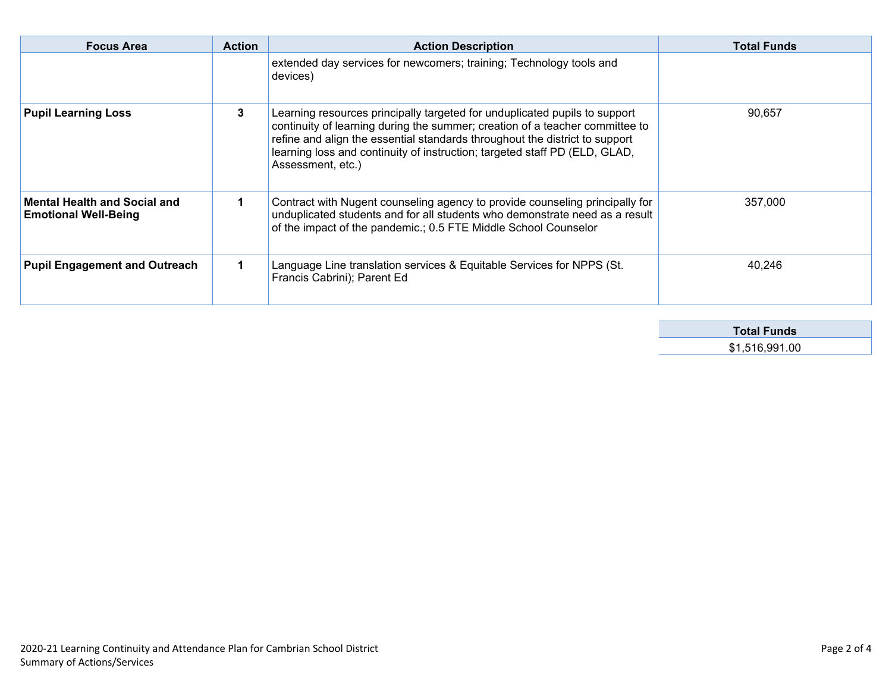| Focus Area | Action | Action Description | Total Funds |
|---|---|---|---|
| | | extended day services for newcomers; training; Technology tools and devices) | |
| **Pupil Learning Loss** | **3** | Learning resources principally targeted for unduplicated pupils to support continuity of learning during the summer; creation of a teacher committee to refine and align the essential standards throughout the district to support learning loss and continuity of instruction; targeted staff PD (ELD, GLAD, Assessment, etc.) | 90,657 |
| **Mental Health and Social and Emotional Well-Being** | **1** | Contract with Nugent counseling agency to provide counseling principally for unduplicated students and for all students who demonstrate need as a result of the impact of the pandemic.; 0.5 FTE Middle School Counselor | 357,000 |
| **Pupil Engagement and Outreach** | **1** | Language Line translation services & Equitable Services for NPPS (St. Francis Cabrini); Parent Ed | 40,246 |

| Total Funds |
|---|
| $1,516,991.00 |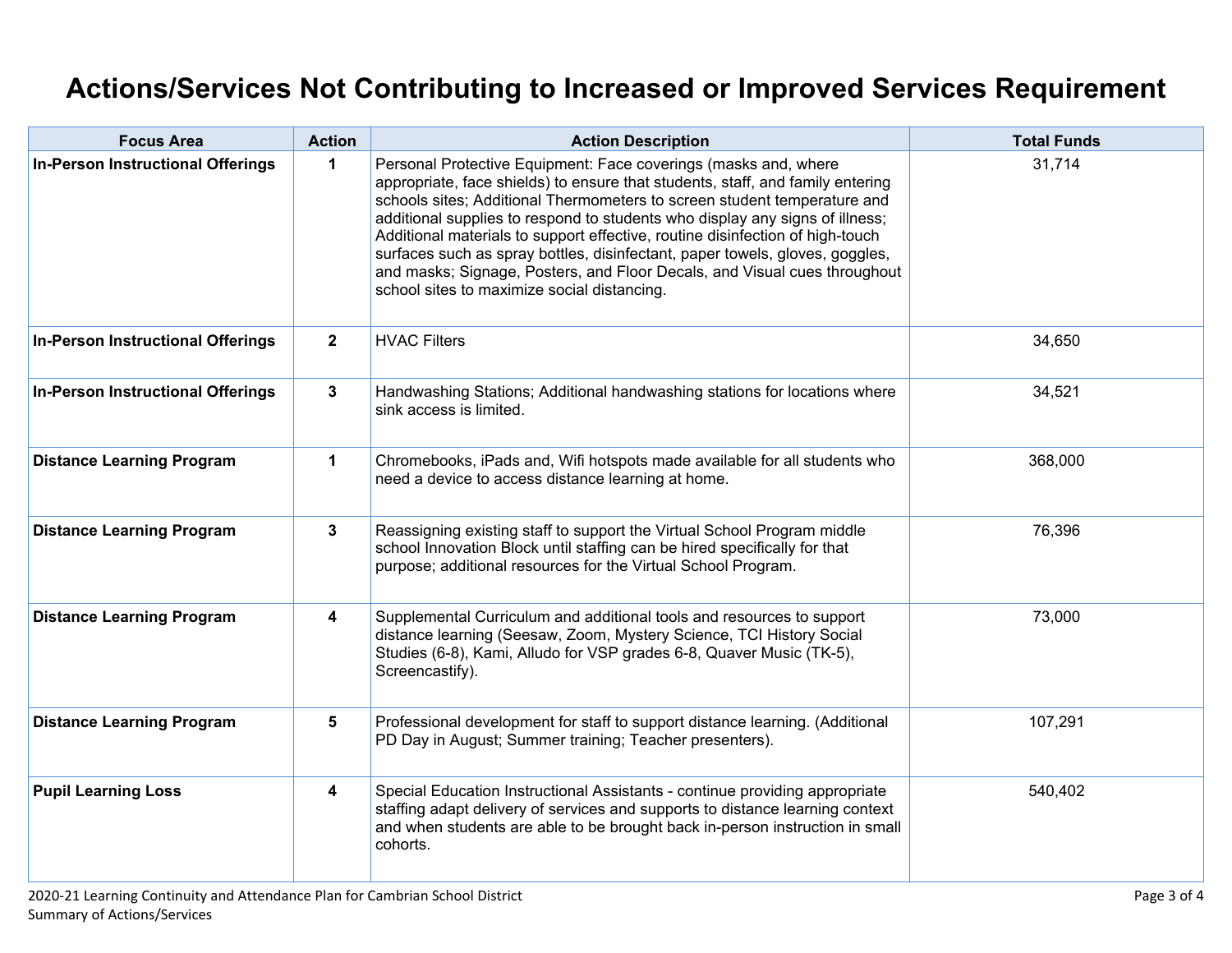# Actions/Services Not Contributing to Increased or Improved Services Requirement

| Focus Area | Action | Action Description | Total Funds |
|---|---|---|---|
| **In-Person Instructional Offerings** | **1** | Personal Protective Equipment: Face coverings (masks and, where appropriate, face shields) to ensure that students, staff, and family entering schools sites; Additional Thermometers to screen student temperature and additional supplies to respond to students who display any signs of illness; Additional materials to support effective, routine disinfection of high-touch surfaces such as spray bottles, disinfectant, paper towels, gloves, goggles, and masks; Signage, Posters, and Floor Decals, and Visual cues throughout school sites to maximize social distancing. | 31,714 |
| **In-Person Instructional Offerings** | **2** | HVAC Filters | 34,650 |
| **In-Person Instructional Offerings** | **3** | Handwashing Stations; Additional handwashing stations for locations where sink access is limited. | 34,521 |
| **Distance Learning Program** | **1** | Chromebooks, iPads and, Wifi hotspots made available for all students who need a device to access distance learning at home. | 368,000 |
| **Distance Learning Program** | **3** | Reassigning existing staff to support the Virtual School Program middle school Innovation Block until staffing can be hired specifically for that purpose; additional resources for the Virtual School Program. | 76,396 |
| **Distance Learning Program** | **4** | Supplemental Curriculum and additional tools and resources to support distance learning (Seesaw, Zoom, Mystery Science, TCI History Social Studies (6-8), Kami, Alludo for VSP grades 6-8, Quaver Music (TK-5), Screencastify). | 73,000 |
| **Distance Learning Program** | **5** | Professional development for staff to support distance learning. (Additional PD Day in August; Summer training; Teacher presenters). | 107,291 |
| **Pupil Learning Loss** | **4** | Special Education Instructional Assistants - continue providing appropriate staffing adapt delivery of services and supports to distance learning context and when students are able to be brought back in-person instruction in small cohorts. | 540,402 |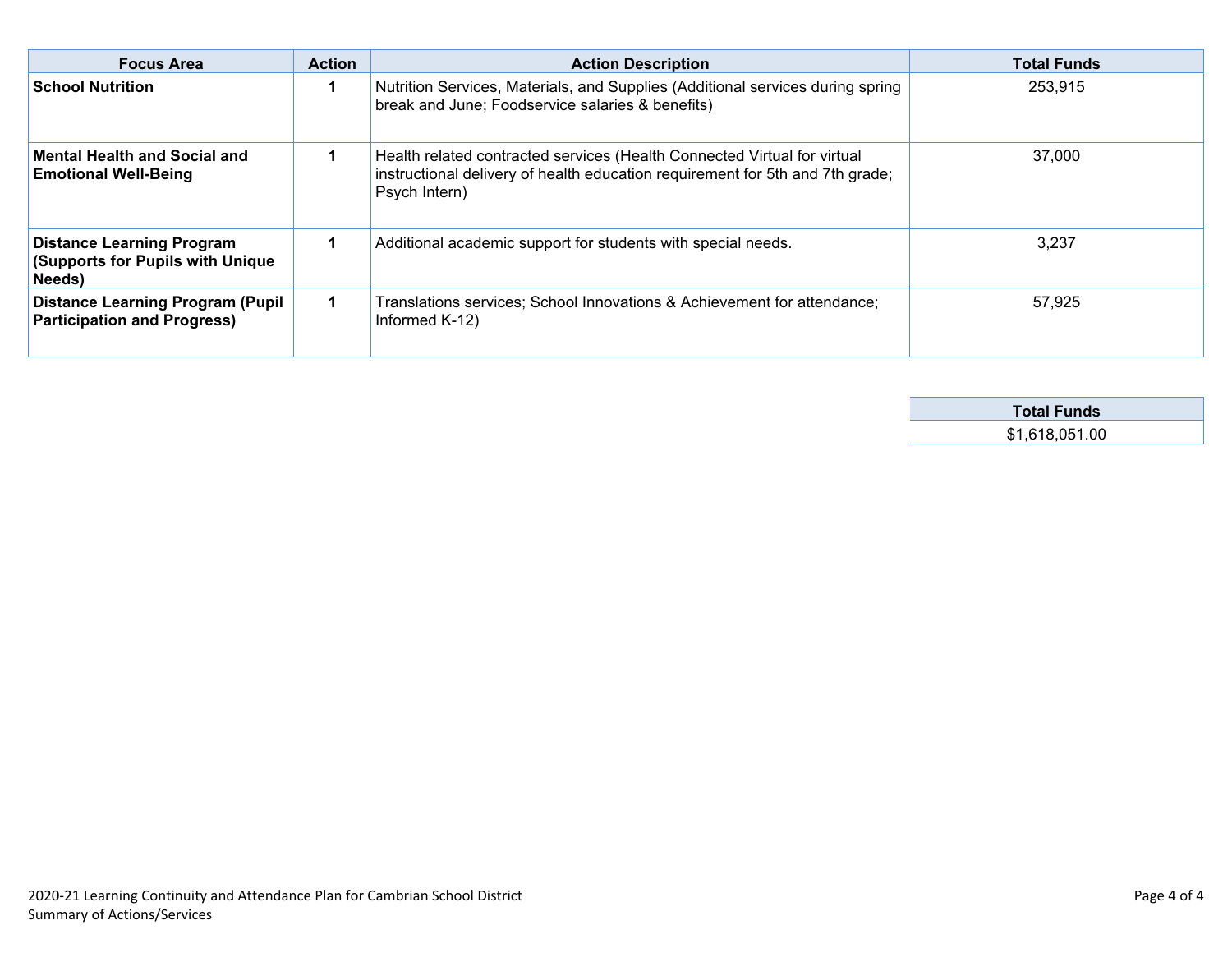| Focus Area | Action | Action Description | Total Funds |
|---|---|---|---|
| **School Nutrition** | **1** | Nutrition Services, Materials, and Supplies (Additional services during spring break and June; Foodservice salaries & benefits) | 253,915 |
| **Mental Health and Social and Emotional Well-Being** | **1** | Health related contracted services (Health Connected Virtual for virtual instructional delivery of health education requirement for 5th and 7th grade; Psych Intern) | 37,000 |
| **Distance Learning Program (Supports for Pupils with Unique Needs)** | **1** | Additional academic support for students with special needs. | 3,237 |
| **Distance Learning Program (Pupil Participation and Progress)** | **1** | Translations services; School Innovations & Achievement for attendance; Informed K-12) | 57,925 |

| Total Funds |
|---|
| $1,618,051.00 |